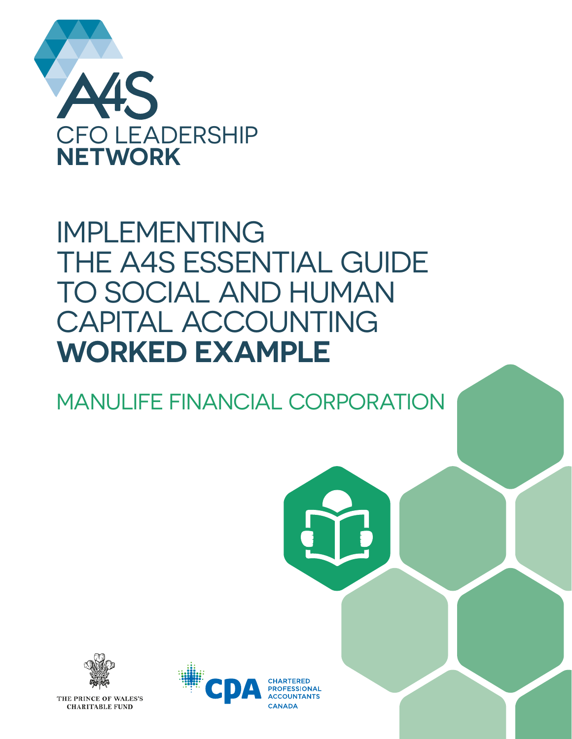A4S

CFO LEADERSHIP **NETWORK**

# IMPLEMENTING THE A4S ESSENTIAL GUIDE TO SOCIAL AND HUMAN CAPITAL ACCOUNTING **WORKED EXAMPLE**

## MANULIFE FINANCIAL CORPORATION

THE PRINCE OF WALES'S CHARITABLE FUND

CPA CHARTERED PROFESSIONAL ACCOUNTANTS CANADA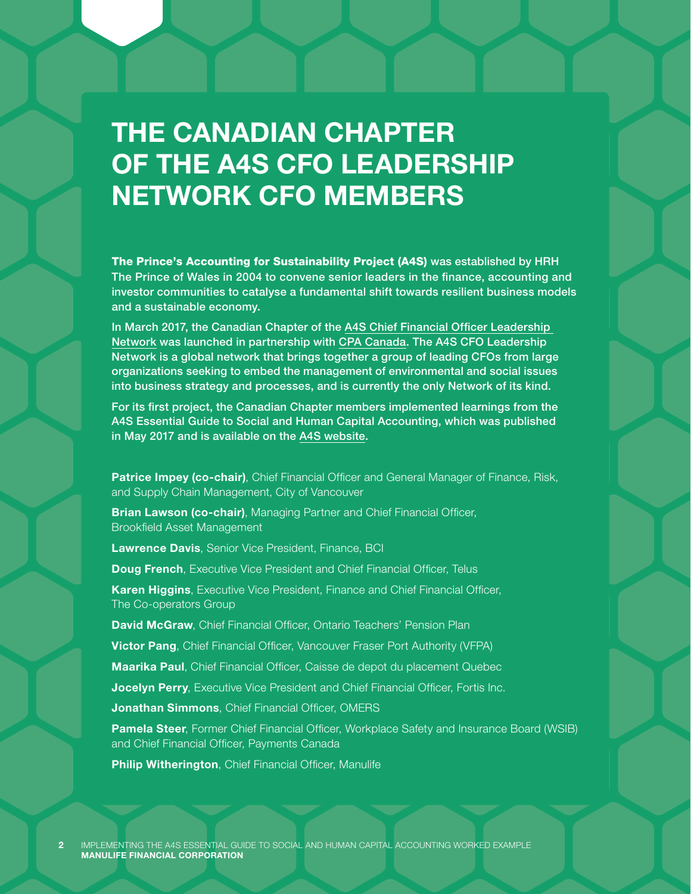# THE CANADIAN CHAPTER OF THE A4S CFO LEADERSHIP NETWORK CFO MEMBERS

**The Prince's Accounting for Sustainability Project (A4S)** was established by HRH The Prince of Wales in 2004 to convene senior leaders in the finance, accounting and investor communities to catalyse a fundamental shift towards resilient business models and a sustainable economy.

In March 2017, the Canadian Chapter of the A4S Chief Financial Officer Leadership Network was launched in partnership with CPA Canada. The A4S CFO Leadership Network is a global network that brings together a group of leading CFOs from large organizations seeking to embed the management of environmental and social issues into business strategy and processes, and is currently the only Network of its kind.

For its first project, the Canadian Chapter members implemented learnings from the A4S Essential Guide to Social and Human Capital Accounting, which was published in May 2017 and is available on the A4S website.

**Patrice Impey (co-chair)**, Chief Financial Officer and General Manager of Finance, Risk, and Supply Chain Management, City of Vancouver

**Brian Lawson (co-chair)**, Managing Partner and Chief Financial Officer, Brookfield Asset Management

**Lawrence Davis**, Senior Vice President, Finance, BCI

**Doug French**, Executive Vice President and Chief Financial Officer, Telus

**Karen Higgins**, Executive Vice President, Finance and Chief Financial Officer, The Co-operators Group

**David McGraw**, Chief Financial Officer, Ontario Teachers' Pension Plan

**Victor Pang**, Chief Financial Officer, Vancouver Fraser Port Authority (VFPA)

**Maarika Paul**, Chief Financial Officer, Caisse de depot du placement Quebec

**Jocelyn Perry**, Executive Vice President and Chief Financial Officer, Fortis Inc.

**Jonathan Simmons**, Chief Financial Officer, OMERS

**Pamela Steer**, Former Chief Financial Officer, Workplace Safety and Insurance Board (WSIB) and Chief Financial Officer, Payments Canada

**Philip Witherington**, Chief Financial Officer, Manulife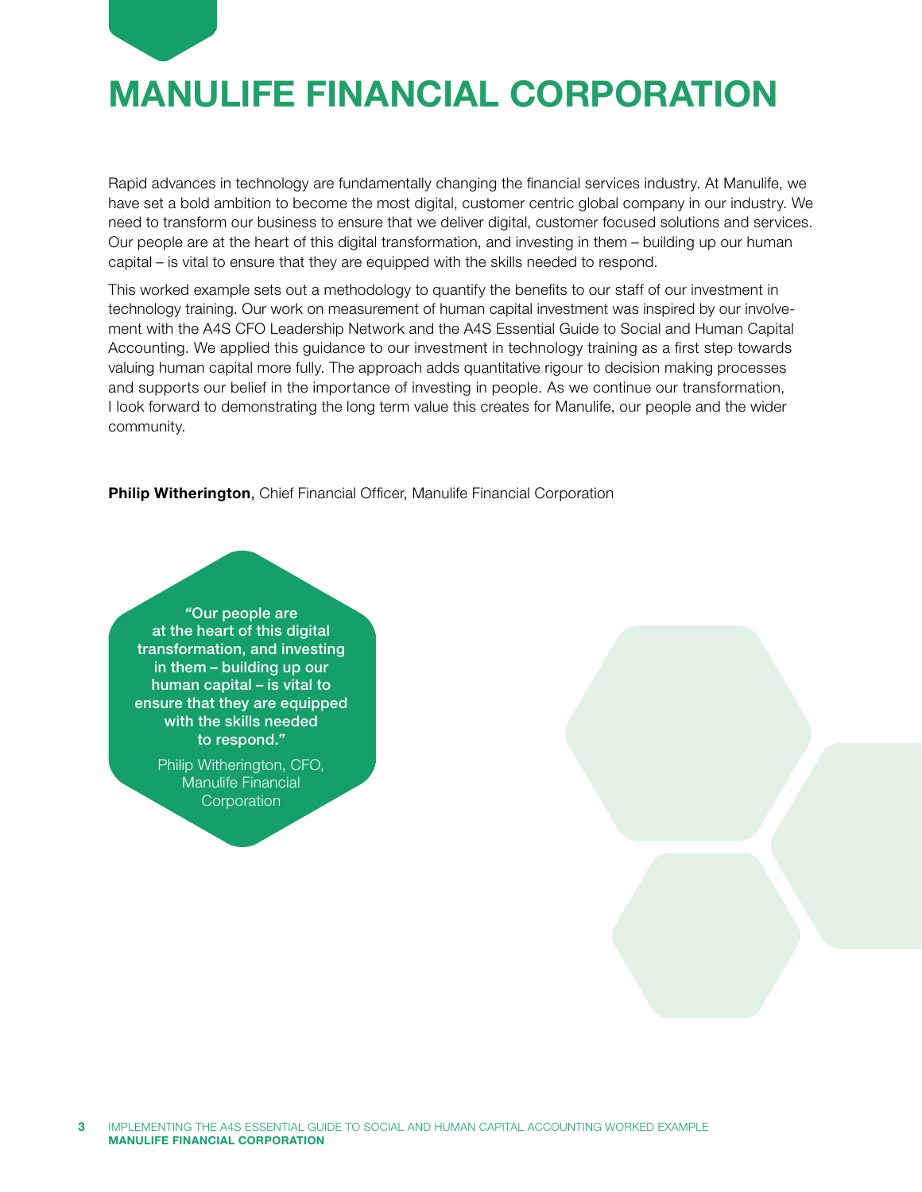# MANULIFE FINANCIAL CORPORATION

Rapid advances in technology are fundamentally changing the financial services industry. At Manulife, we have set a bold ambition to become the most digital, customer centric global company in our industry. We need to transform our business to ensure that we deliver digital, customer focused solutions and services. Our people are at the heart of this digital transformation, and investing in them – building up our human capital – is vital to ensure that they are equipped with the skills needed to respond.

This worked example sets out a methodology to quantify the benefits to our staff of our investment in technology training. Our work on measurement of human capital investment was inspired by our involvement with the A4S CFO Leadership Network and the A4S Essential Guide to Social and Human Capital Accounting. We applied this guidance to our investment in technology training as a first step towards valuing human capital more fully. The approach adds quantitative rigour to decision making processes and supports our belief in the importance of investing in people. As we continue our transformation, I look forward to demonstrating the long term value this creates for Manulife, our people and the wider community.

**Philip Witherington**, Chief Financial Officer, Manulife Financial Corporation

> **"Our people are at the heart of this digital transformation, and investing in them – building up our human capital – is vital to ensure that they are equipped with the skills needed to respond."**
>
> Philip Witherington, CFO, Manulife Financial Corporation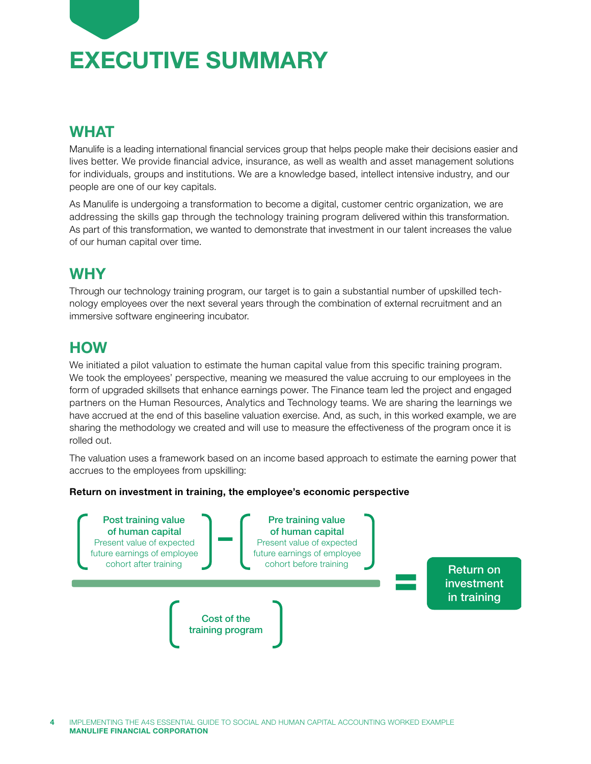# EXECUTIVE SUMMARY

## WHAT

Manulife is a leading international financial services group that helps people make their decisions easier and lives better. We provide financial advice, insurance, as well as wealth and asset management solutions for individuals, groups and institutions. We are a knowledge based, intellect intensive industry, and our people are one of our key capitals.

As Manulife is undergoing a transformation to become a digital, customer centric organization, we are addressing the skills gap through the technology training program delivered within this transformation. As part of this transformation, we wanted to demonstrate that investment in our talent increases the value of our human capital over time.

## WHY

Through our technology training program, our target is to gain a substantial number of upskilled technology employees over the next several years through the combination of external recruitment and an immersive software engineering incubator.

## HOW

We initiated a pilot valuation to estimate the human capital value from this specific training program. We took the employees' perspective, meaning we measured the value accruing to our employees in the form of upgraded skillsets that enhance earnings power. The Finance team led the project and engaged partners on the Human Resources, Analytics and Technology teams. We are sharing the learnings we have accrued at the end of this baseline valuation exercise. And, as such, in this worked example, we are sharing the methodology we created and will use to measure the effectiveness of the program once it is rolled out.

The valuation uses a framework based on an income based approach to estimate the earning power that accrues to the employees from upskilling:

**Return on investment in training, the employee's economic perspective**

$$\text{Return on investment in training} = \frac{\left[\begin{array}{c}\textbf{Post training value of human capital} \\ \text{Present value of expected future earnings of employee cohort after training}\end{array}\right] - \left[\begin{array}{c}\textbf{Pre training value of human capital} \\ \text{Present value of expected future earnings of employee cohort before training}\end{array}\right]}{\left[\text{Cost of the training program}\right]}$$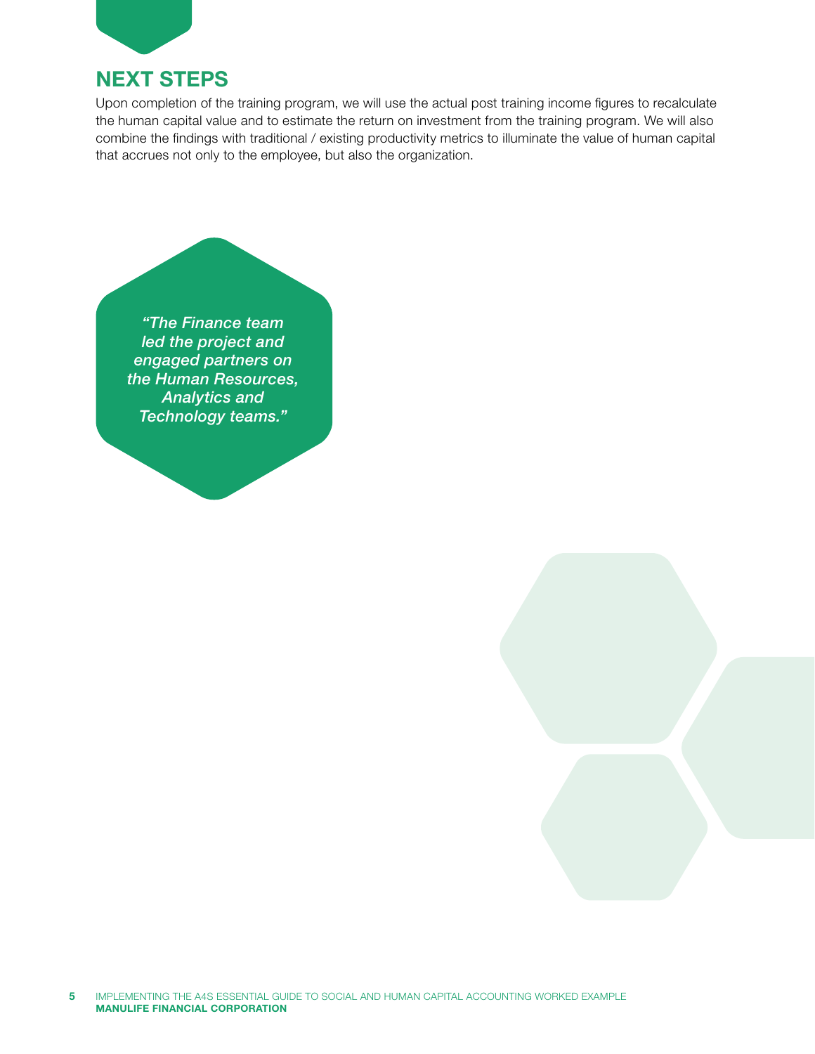## NEXT STEPS

Upon completion of the training program, we will use the actual post training income figures to recalculate the human capital value and to estimate the return on investment from the training program. We will also combine the findings with traditional / existing productivity metrics to illuminate the value of human capital that accrues not only to the employee, but also the organization.

*"The Finance team led the project and engaged partners on the Human Resources, Analytics and Technology teams."*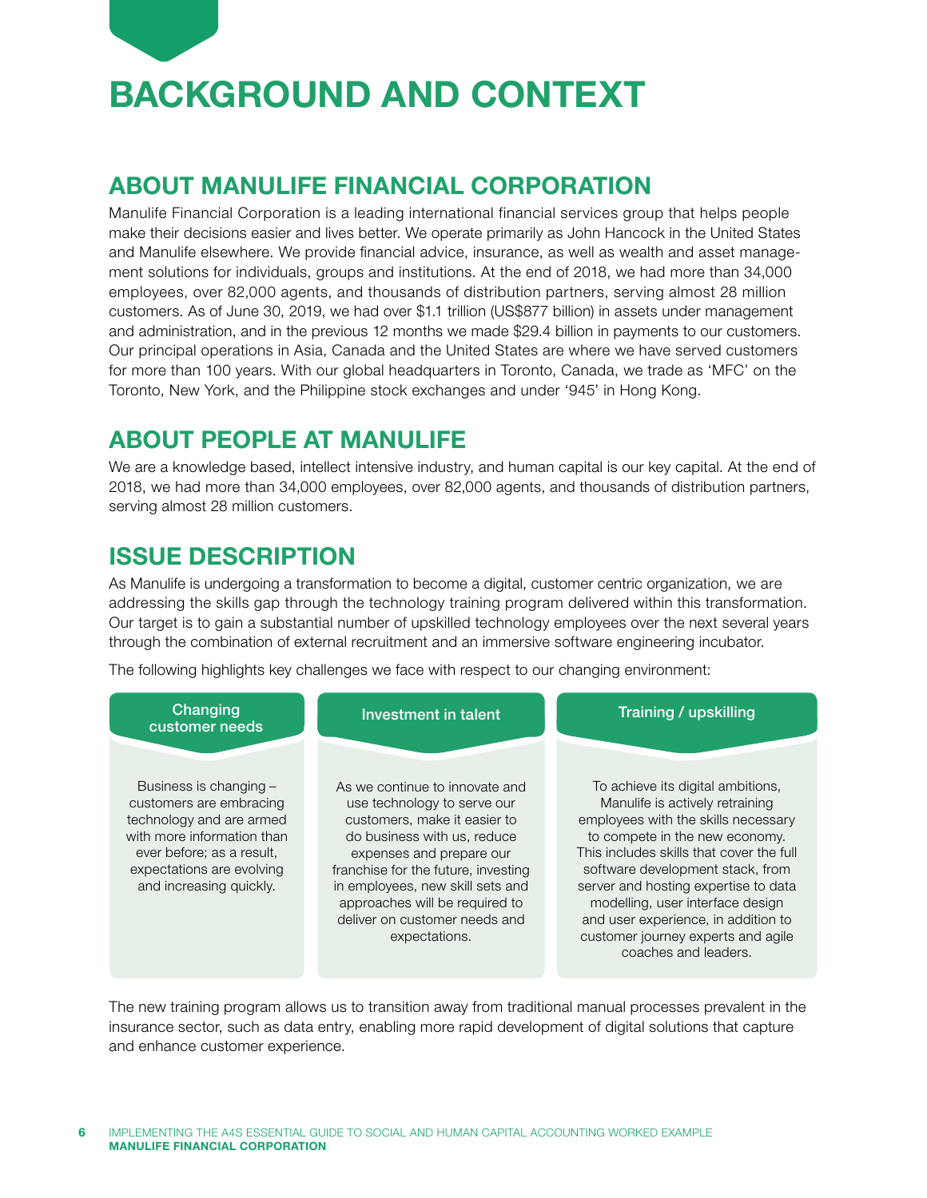# BACKGROUND AND CONTEXT

## ABOUT MANULIFE FINANCIAL CORPORATION

Manulife Financial Corporation is a leading international financial services group that helps people make their decisions easier and lives better. We operate primarily as John Hancock in the United States and Manulife elsewhere. We provide financial advice, insurance, as well as wealth and asset management solutions for individuals, groups and institutions. At the end of 2018, we had more than 34,000 employees, over 82,000 agents, and thousands of distribution partners, serving almost 28 million customers. As of June 30, 2019, we had over $1.1 trillion (US$877 billion) in assets under management and administration, and in the previous 12 months we made $29.4 billion in payments to our customers. Our principal operations in Asia, Canada and the United States are where we have served customers for more than 100 years. With our global headquarters in Toronto, Canada, we trade as 'MFC' on the Toronto, New York, and the Philippine stock exchanges and under '945' in Hong Kong.

## ABOUT PEOPLE AT MANULIFE

We are a knowledge based, intellect intensive industry, and human capital is our key capital. At the end of 2018, we had more than 34,000 employees, over 82,000 agents, and thousands of distribution partners, serving almost 28 million customers.

## ISSUE DESCRIPTION

As Manulife is undergoing a transformation to become a digital, customer centric organization, we are addressing the skills gap through the technology training program delivered within this transformation. Our target is to gain a substantial number of upskilled technology employees over the next several years through the combination of external recruitment and an immersive software engineering incubator.

The following highlights key challenges we face with respect to our changing environment:

**Changing customer needs**

Business is changing – customers are embracing technology and are armed with more information than ever before; as a result, expectations are evolving and increasing quickly.

**Investment in talent**

As we continue to innovate and use technology to serve our customers, make it easier to do business with us, reduce expenses and prepare our franchise for the future, investing in employees, new skill sets and approaches will be required to deliver on customer needs and expectations.

**Training / upskilling**

To achieve its digital ambitions, Manulife is actively retraining employees with the skills necessary to compete in the new economy. This includes skills that cover the full software development stack, from server and hosting expertise to data modelling, user interface design and user experience, in addition to customer journey experts and agile coaches and leaders.

The new training program allows us to transition away from traditional manual processes prevalent in the insurance sector, such as data entry, enabling more rapid development of digital solutions that capture and enhance customer experience.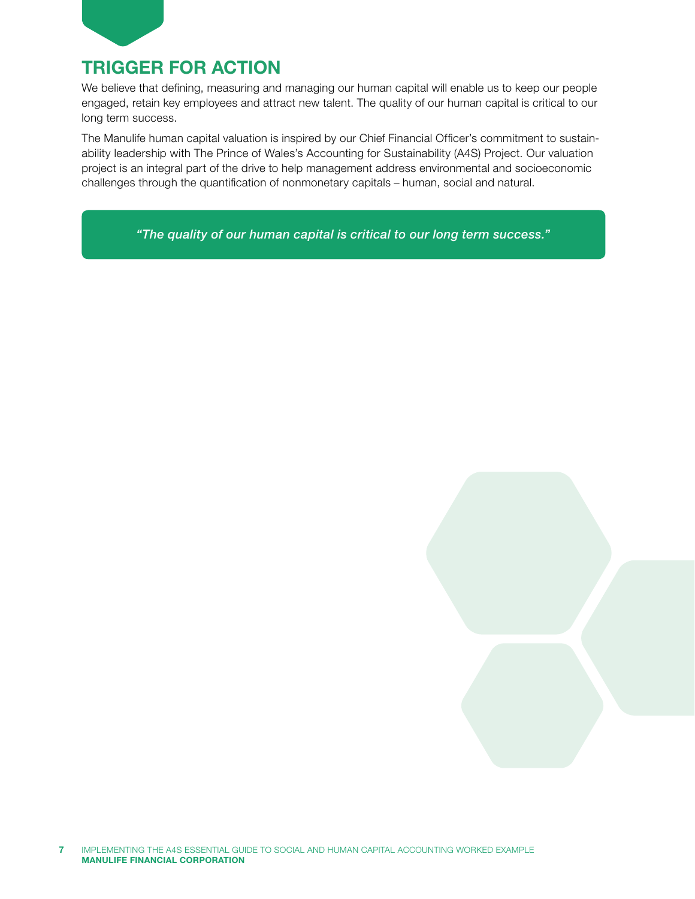## TRIGGER FOR ACTION

We believe that defining, measuring and managing our human capital will enable us to keep our people engaged, retain key employees and attract new talent. The quality of our human capital is critical to our long term success.

The Manulife human capital valuation is inspired by our Chief Financial Officer's commitment to sustainability leadership with The Prince of Wales's Accounting for Sustainability (A4S) Project. Our valuation project is an integral part of the drive to help management address environmental and socioeconomic challenges through the quantification of nonmonetary capitals – human, social and natural.

> *"The quality of our human capital is critical to our long term success."*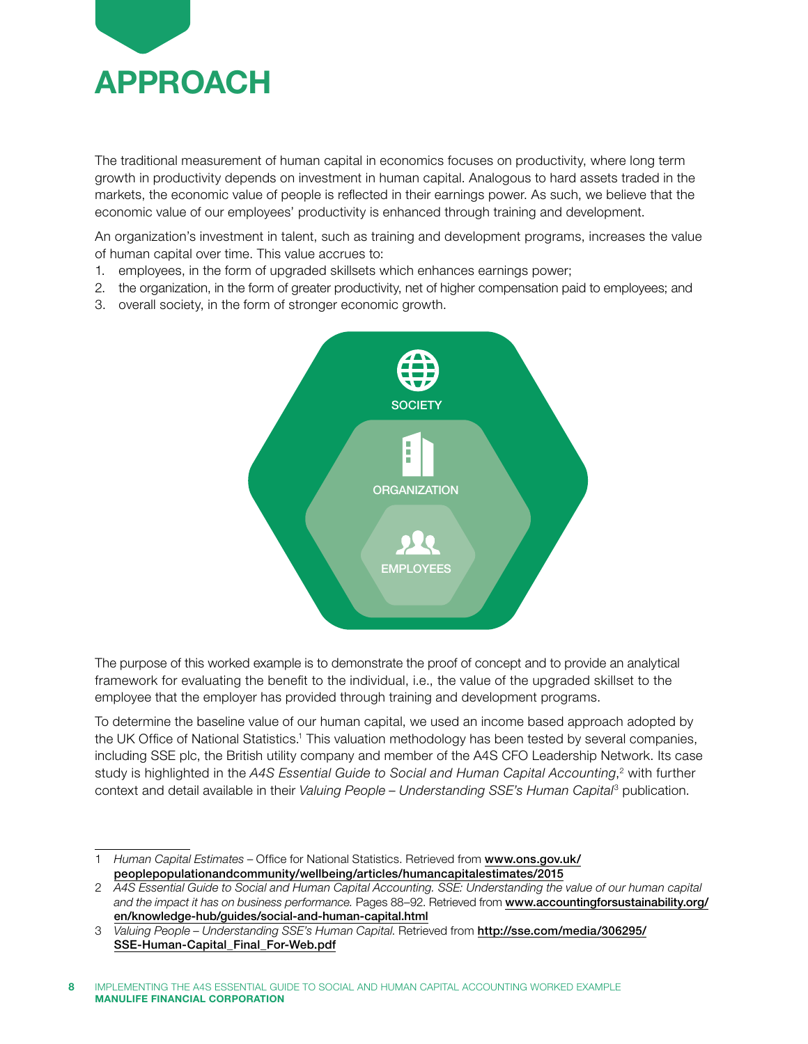# APPROACH

The traditional measurement of human capital in economics focuses on productivity, where long term growth in productivity depends on investment in human capital. Analogous to hard assets traded in the markets, the economic value of people is reflected in their earnings power. As such, we believe that the economic value of our employees' productivity is enhanced through training and development.

An organization's investment in talent, such as training and development programs, increases the value of human capital over time. This value accrues to:

1. employees, in the form of upgraded skillsets which enhances earnings power;
2. the organization, in the form of greater productivity, net of higher compensation paid to employees; and
3. overall society, in the form of stronger economic growth.

SOCIETY

ORGANIZATION

EMPLOYEES

The purpose of this worked example is to demonstrate the proof of concept and to provide an analytical framework for evaluating the benefit to the individual, i.e., the value of the upgraded skillset to the employee that the employer has provided through training and development programs.

To determine the baseline value of our human capital, we used an income based approach adopted by the UK Office of National Statistics.[1] This valuation methodology has been tested by several companies, including SSE plc, the British utility company and member of the A4S CFO Leadership Network. Its case study is highlighted in the *A4S Essential Guide to Social and Human Capital Accounting*,[2] with further context and detail available in their *Valuing People – Understanding SSE's Human Capital*[3] publication.

---

1 *Human Capital Estimates* – Office for National Statistics. Retrieved from www.ons.gov.uk/peoplepopulationandcommunity/wellbeing/articles/humancapitalestimates/2015

2 *A4S Essential Guide to Social and Human Capital Accounting. SSE: Understanding the value of our human capital and the impact it has on business performance.* Pages 88–92. Retrieved from www.accountingforsustainability.org/en/knowledge-hub/guides/social-and-human-capital.html

3 *Valuing People – Understanding SSE's Human Capital.* Retrieved from http://sse.com/media/306295/SSE-Human-Capital_Final_For-Web.pdf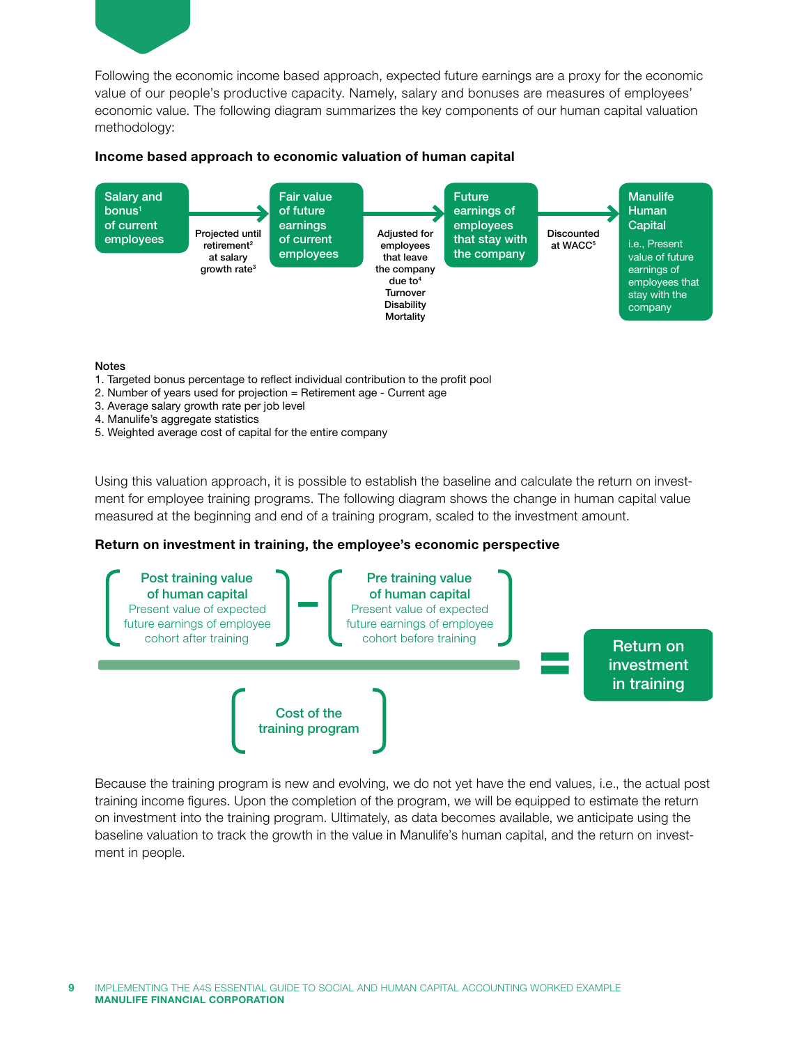Following the economic income based approach, expected future earnings are a proxy for the economic value of our people's productive capacity. Namely, salary and bonuses are measures of employees' economic value. The following diagram summarizes the key components of our human capital valuation methodology:

**Income based approach to economic valuation of human capital**

Salary and bonus[1] of current employees → *Projected until retirement[2] at salary growth rate[3]* → Fair value of future earnings of current employees → *Adjusted for employees that leave the company due to[4] Turnover Disability Mortality* → Future earnings of employees that stay with the company → *Discounted at WACC[5]* → Manulife Human Capital (i.e., Present value of future earnings of employees that stay with the company)

**Notes**

1. Targeted bonus percentage to reflect individual contribution to the profit pool
2. Number of years used for projection = Retirement age - Current age
3. Average salary growth rate per job level
4. Manulife's aggregate statistics
5. Weighted average cost of capital for the entire company

Using this valuation approach, it is possible to establish the baseline and calculate the return on investment for employee training programs. The following diagram shows the change in human capital value measured at the beginning and end of a training program, scaled to the investment amount.

**Return on investment in training, the employee's economic perspective**

$$\frac{\left[\text{Post training value of human capital: Present value of expected future earnings of employee cohort after training}\right] - \left[\text{Pre training value of human capital: Present value of expected future earnings of employee cohort before training}\right]}{\left[\text{Cost of the training program}\right]} = \text{Return on investment in training}$$

Because the training program is new and evolving, we do not yet have the end values, i.e., the actual post training income figures. Upon the completion of the program, we will be equipped to estimate the return on investment into the training program. Ultimately, as data becomes available, we anticipate using the baseline valuation to track the growth in the value in Manulife's human capital, and the return on investment in people.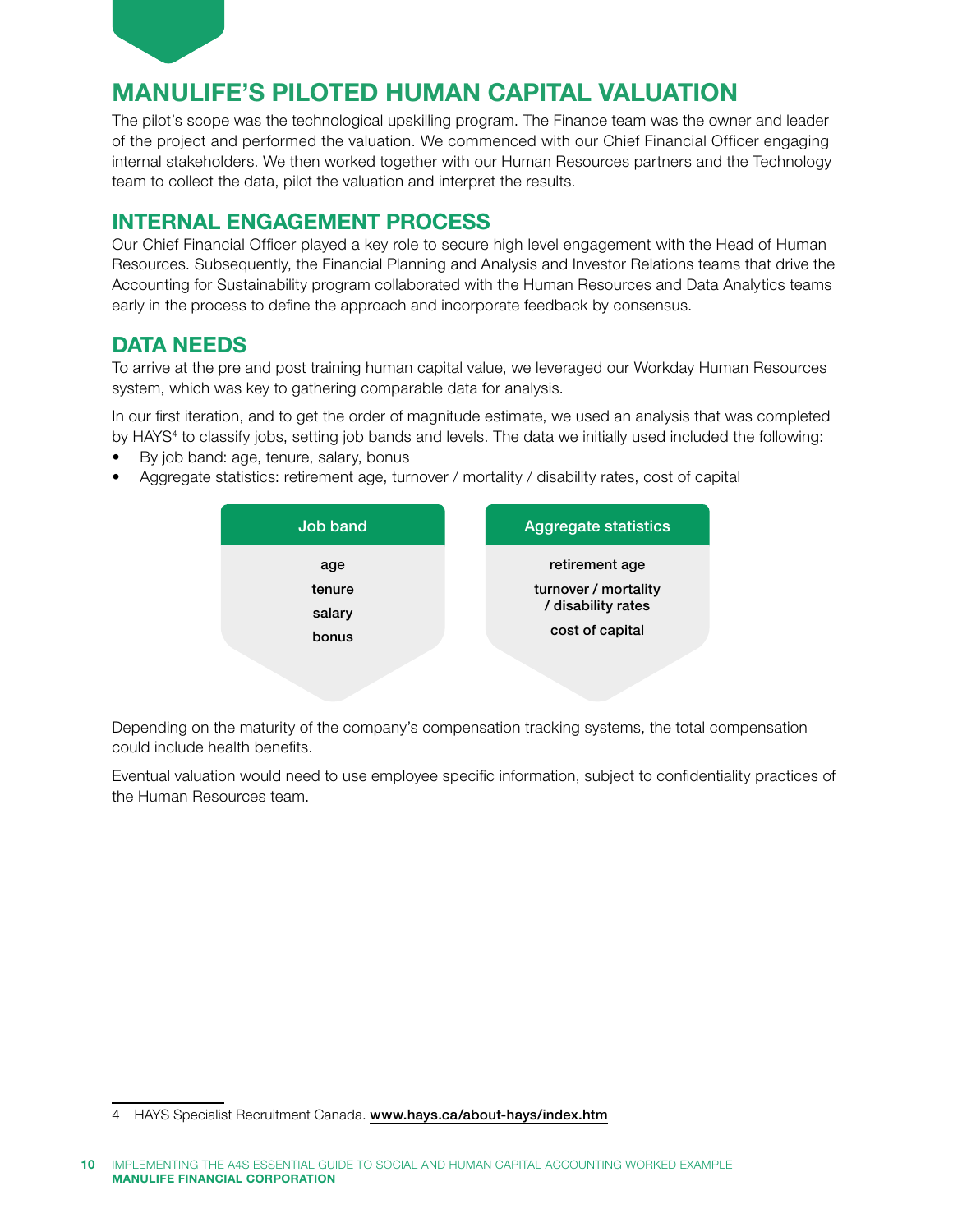## MANULIFE'S PILOTED HUMAN CAPITAL VALUATION

The pilot's scope was the technological upskilling program. The Finance team was the owner and leader of the project and performed the valuation. We commenced with our Chief Financial Officer engaging internal stakeholders. We then worked together with our Human Resources partners and the Technology team to collect the data, pilot the valuation and interpret the results.

## INTERNAL ENGAGEMENT PROCESS

Our Chief Financial Officer played a key role to secure high level engagement with the Head of Human Resources. Subsequently, the Financial Planning and Analysis and Investor Relations teams that drive the Accounting for Sustainability program collaborated with the Human Resources and Data Analytics teams early in the process to define the approach and incorporate feedback by consensus.

## DATA NEEDS

To arrive at the pre and post training human capital value, we leveraged our Workday Human Resources system, which was key to gathering comparable data for analysis.

In our first iteration, and to get the order of magnitude estimate, we used an analysis that was completed by HAYS[4] to classify jobs, setting job bands and levels. The data we initially used included the following:

- By job band: age, tenure, salary, bonus
- Aggregate statistics: retirement age, turnover / mortality / disability rates, cost of capital

| Job band | Aggregate statistics |
|---|---|
| age | retirement age |
| tenure | turnover / mortality / disability rates |
| salary | cost of capital |
| bonus | |

Depending on the maturity of the company's compensation tracking systems, the total compensation could include health benefits.

Eventual valuation would need to use employee specific information, subject to confidentiality practices of the Human Resources team.

4 HAYS Specialist Recruitment Canada. www.hays.ca/about-hays/index.htm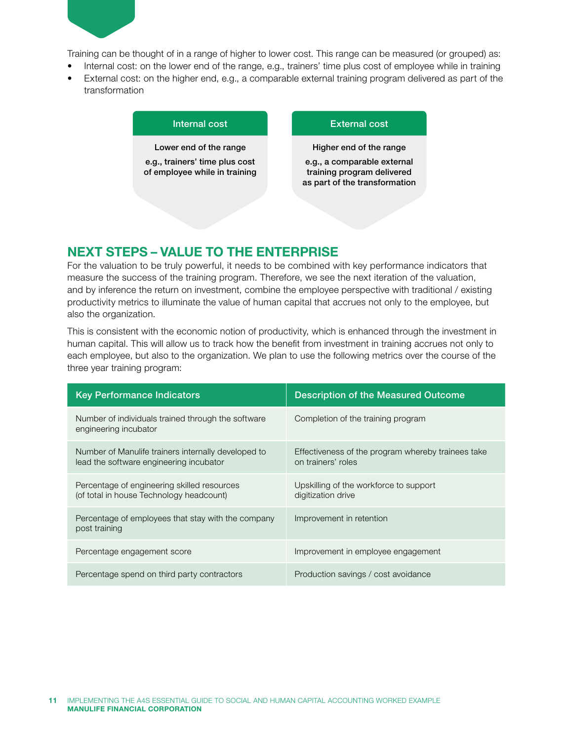Training can be thought of in a range of higher to lower cost. This range can be measured (or grouped) as:

- Internal cost: on the lower end of the range, e.g., trainers' time plus cost of employee while in training
- External cost: on the higher end, e.g., a comparable external training program delivered as part of the transformation

| Internal cost | External cost |
|---|---|
| Lower end of the range | Higher end of the range |
| e.g., trainers' time plus cost of employee while in training | e.g., a comparable external training program delivered as part of the transformation |

## NEXT STEPS – VALUE TO THE ENTERPRISE

For the valuation to be truly powerful, it needs to be combined with key performance indicators that measure the success of the training program. Therefore, we see the next iteration of the valuation, and by inference the return on investment, combine the employee perspective with traditional / existing productivity metrics to illuminate the value of human capital that accrues not only to the employee, but also the organization.

This is consistent with the economic notion of productivity, which is enhanced through the investment in human capital. This will allow us to track how the benefit from investment in training accrues not only to each employee, but also to the organization. We plan to use the following metrics over the course of the three year training program:

| Key Performance Indicators | Description of the Measured Outcome |
|---|---|
| Number of individuals trained through the software engineering incubator | Completion of the training program |
| Number of Manulife trainers internally developed to lead the software engineering incubator | Effectiveness of the program whereby trainees take on trainers' roles |
| Percentage of engineering skilled resources (of total in house Technology headcount) | Upskilling of the workforce to support digitization drive |
| Percentage of employees that stay with the company post training | Improvement in retention |
| Percentage engagement score | Improvement in employee engagement |
| Percentage spend on third party contractors | Production savings / cost avoidance |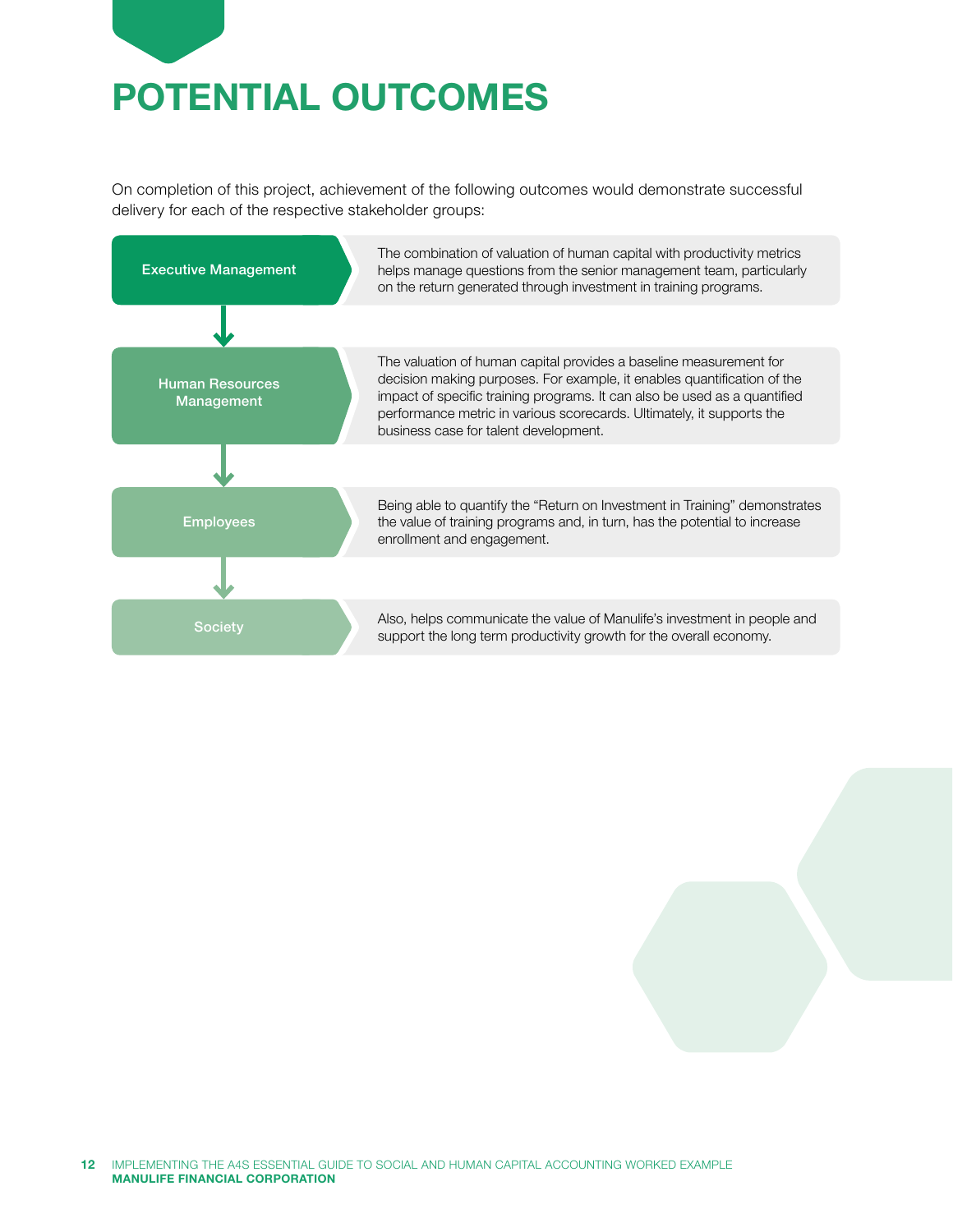# POTENTIAL OUTCOMES

On completion of this project, achievement of the following outcomes would demonstrate successful delivery for each of the respective stakeholder groups:

| Stakeholder | Outcome |
|---|---|
| **Executive Management** | The combination of valuation of human capital with productivity metrics helps manage questions from the senior management team, particularly on the return generated through investment in training programs. |
| **Human Resources Management** | The valuation of human capital provides a baseline measurement for decision making purposes. For example, it enables quantification of the impact of specific training programs. It can also be used as a quantified performance metric in various scorecards. Ultimately, it supports the business case for talent development. |
| **Employees** | Being able to quantify the "Return on Investment in Training" demonstrates the value of training programs and, in turn, has the potential to increase enrollment and engagement. |
| **Society** | Also, helps communicate the value of Manulife's investment in people and support the long term productivity growth for the overall economy. |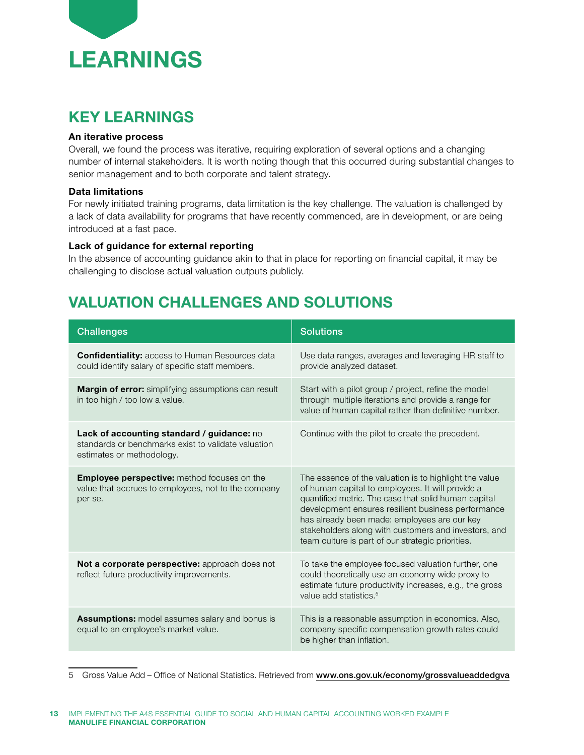# LEARNINGS

## KEY LEARNINGS

**An iterative process**

Overall, we found the process was iterative, requiring exploration of several options and a changing number of internal stakeholders. It is worth noting though that this occurred during substantial changes to senior management and to both corporate and talent strategy.

**Data limitations**

For newly initiated training programs, data limitation is the key challenge. The valuation is challenged by a lack of data availability for programs that have recently commenced, are in development, or are being introduced at a fast pace.

**Lack of guidance for external reporting**

In the absence of accounting guidance akin to that in place for reporting on financial capital, it may be challenging to disclose actual valuation outputs publicly.

## VALUATION CHALLENGES AND SOLUTIONS

| Challenges | Solutions |
|---|---|
| **Confidentiality:** access to Human Resources data could identify salary of specific staff members. | Use data ranges, averages and leveraging HR staff to provide analyzed dataset. |
| **Margin of error:** simplifying assumptions can result in too high / too low a value. | Start with a pilot group / project, refine the model through multiple iterations and provide a range for value of human capital rather than definitive number. |
| **Lack of accounting standard / guidance:** no standards or benchmarks exist to validate valuation estimates or methodology. | Continue with the pilot to create the precedent. |
| **Employee perspective:** method focuses on the value that accrues to employees, not to the company per se. | The essence of the valuation is to highlight the value of human capital to employees. It will provide a quantified metric. The case that solid human capital development ensures resilient business performance has already been made: employees are our key stakeholders along with customers and investors, and team culture is part of our strategic priorities. |
| **Not a corporate perspective:** approach does not reflect future productivity improvements. | To take the employee focused valuation further, one could theoretically use an economy wide proxy to estimate future productivity increases, e.g., the gross value add statistics.[5] |
| **Assumptions:** model assumes salary and bonus is equal to an employee's market value. | This is a reasonable assumption in economics. Also, company specific compensation growth rates could be higher than inflation. |

5 Gross Value Add – Office of National Statistics. Retrieved from www.ons.gov.uk/economy/grossvalueaddedgva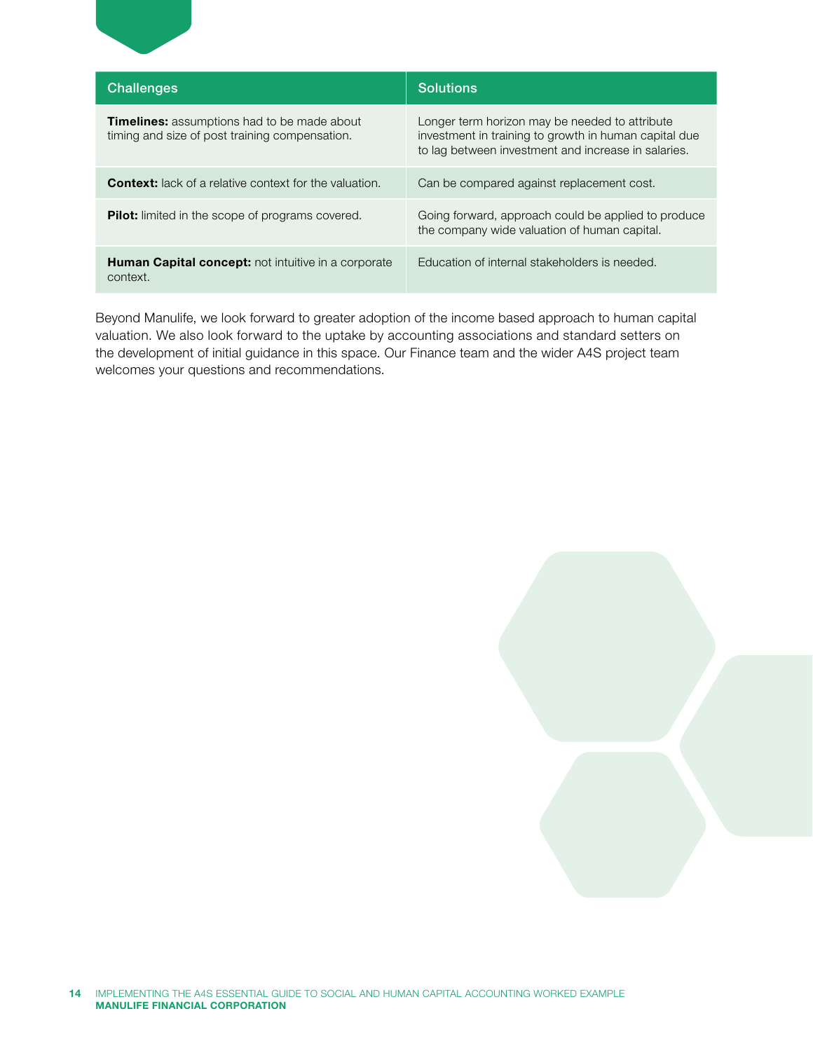| Challenges | Solutions |
| --- | --- |
| **Timelines:** assumptions had to be made about timing and size of post training compensation. | Longer term horizon may be needed to attribute investment in training to growth in human capital due to lag between investment and increase in salaries. |
| **Context:** lack of a relative context for the valuation. | Can be compared against replacement cost. |
| **Pilot:** limited in the scope of programs covered. | Going forward, approach could be applied to produce the company wide valuation of human capital. |
| **Human Capital concept:** not intuitive in a corporate context. | Education of internal stakeholders is needed. |

Beyond Manulife, we look forward to greater adoption of the income based approach to human capital valuation. We also look forward to the uptake by accounting associations and standard setters on the development of initial guidance in this space. Our Finance team and the wider A4S project team welcomes your questions and recommendations.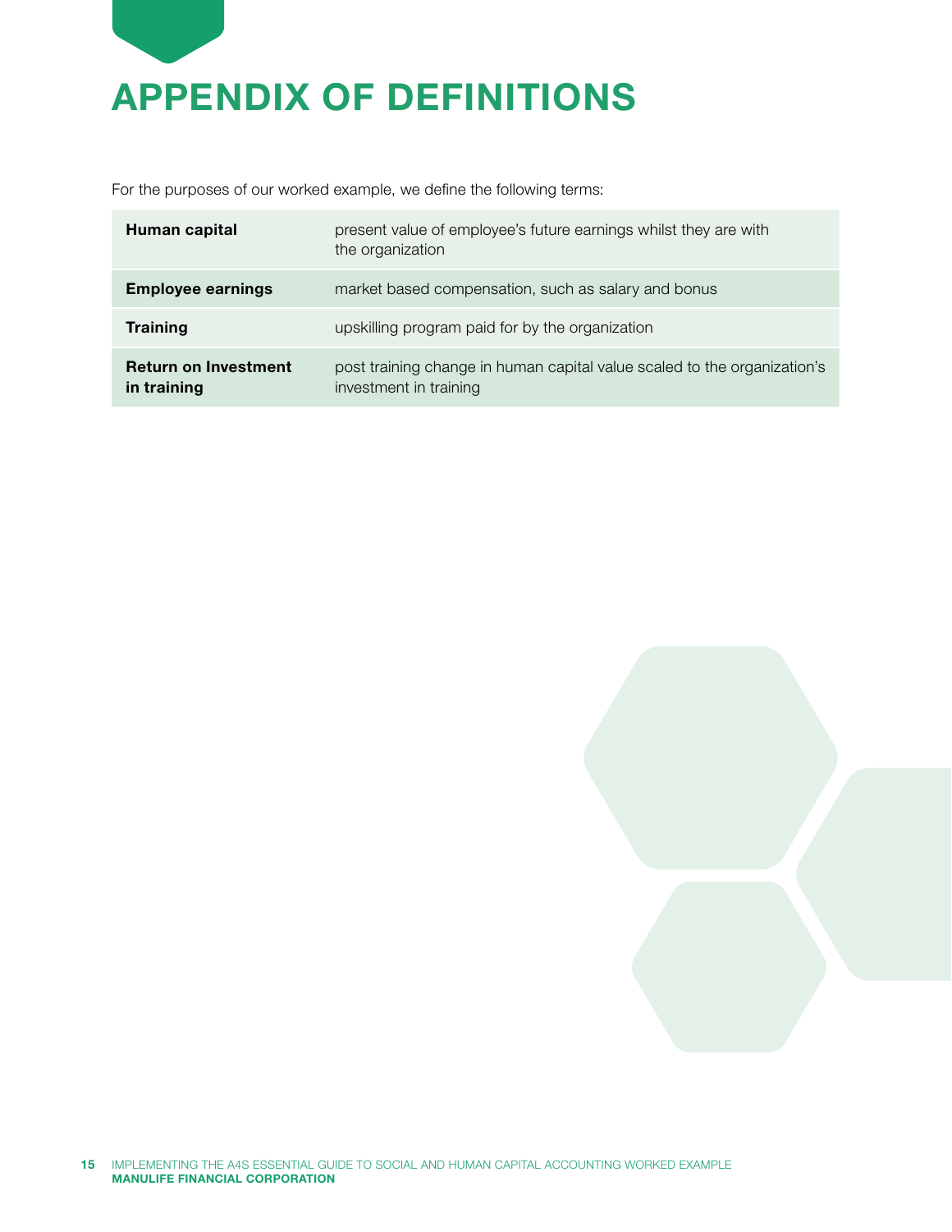# APPENDIX OF DEFINITIONS

For the purposes of our worked example, we define the following terms:

| | |
|---|---|
| **Human capital** | present value of employee's future earnings whilst they are with the organization |
| **Employee earnings** | market based compensation, such as salary and bonus |
| **Training** | upskilling program paid for by the organization |
| **Return on Investment in training** | post training change in human capital value scaled to the organization's investment in training |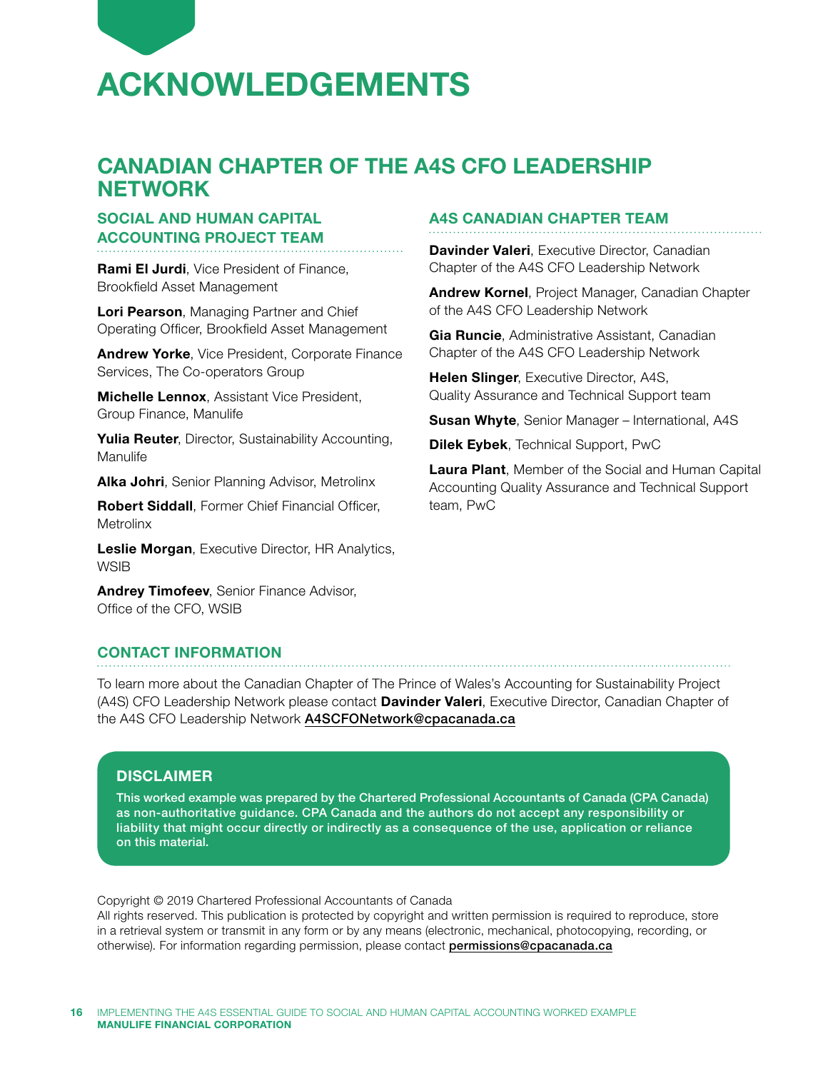# ACKNOWLEDGEMENTS

## CANADIAN CHAPTER OF THE A4S CFO LEADERSHIP NETWORK

### SOCIAL AND HUMAN CAPITAL ACCOUNTING PROJECT TEAM

**Rami El Jurdi**, Vice President of Finance, Brookfield Asset Management

**Lori Pearson**, Managing Partner and Chief Operating Officer, Brookfield Asset Management

**Andrew Yorke**, Vice President, Corporate Finance Services, The Co-operators Group

**Michelle Lennox**, Assistant Vice President, Group Finance, Manulife

**Yulia Reuter**, Director, Sustainability Accounting, Manulife

**Alka Johri**, Senior Planning Advisor, Metrolinx

**Robert Siddall**, Former Chief Financial Officer, Metrolinx

**Leslie Morgan**, Executive Director, HR Analytics, WSIB

**Andrey Timofeev**, Senior Finance Advisor, Office of the CFO, WSIB

### A4S CANADIAN CHAPTER TEAM

**Davinder Valeri**, Executive Director, Canadian Chapter of the A4S CFO Leadership Network

**Andrew Kornel**, Project Manager, Canadian Chapter of the A4S CFO Leadership Network

**Gia Runcie**, Administrative Assistant, Canadian Chapter of the A4S CFO Leadership Network

**Helen Slinger**, Executive Director, A4S, Quality Assurance and Technical Support team

**Susan Whyte**, Senior Manager – International, A4S

**Dilek Eybek**, Technical Support, PwC

**Laura Plant**, Member of the Social and Human Capital Accounting Quality Assurance and Technical Support team, PwC

### CONTACT INFORMATION

To learn more about the Canadian Chapter of The Prince of Wales's Accounting for Sustainability Project (A4S) CFO Leadership Network please contact **Davinder Valeri**, Executive Director, Canadian Chapter of the A4S CFO Leadership Network **A4SCFONetwork@cpacanada.ca**

### DISCLAIMER

**This worked example was prepared by the Chartered Professional Accountants of Canada (CPA Canada) as non-authoritative guidance. CPA Canada and the authors do not accept any responsibility or liability that might occur directly or indirectly as a consequence of the use, application or reliance on this material.**

Copyright © 2019 Chartered Professional Accountants of Canada
All rights reserved. This publication is protected by copyright and written permission is required to reproduce, store in a retrieval system or transmit in any form or by any means (electronic, mechanical, photocopying, recording, or otherwise). For information regarding permission, please contact **permissions@cpacanada.ca**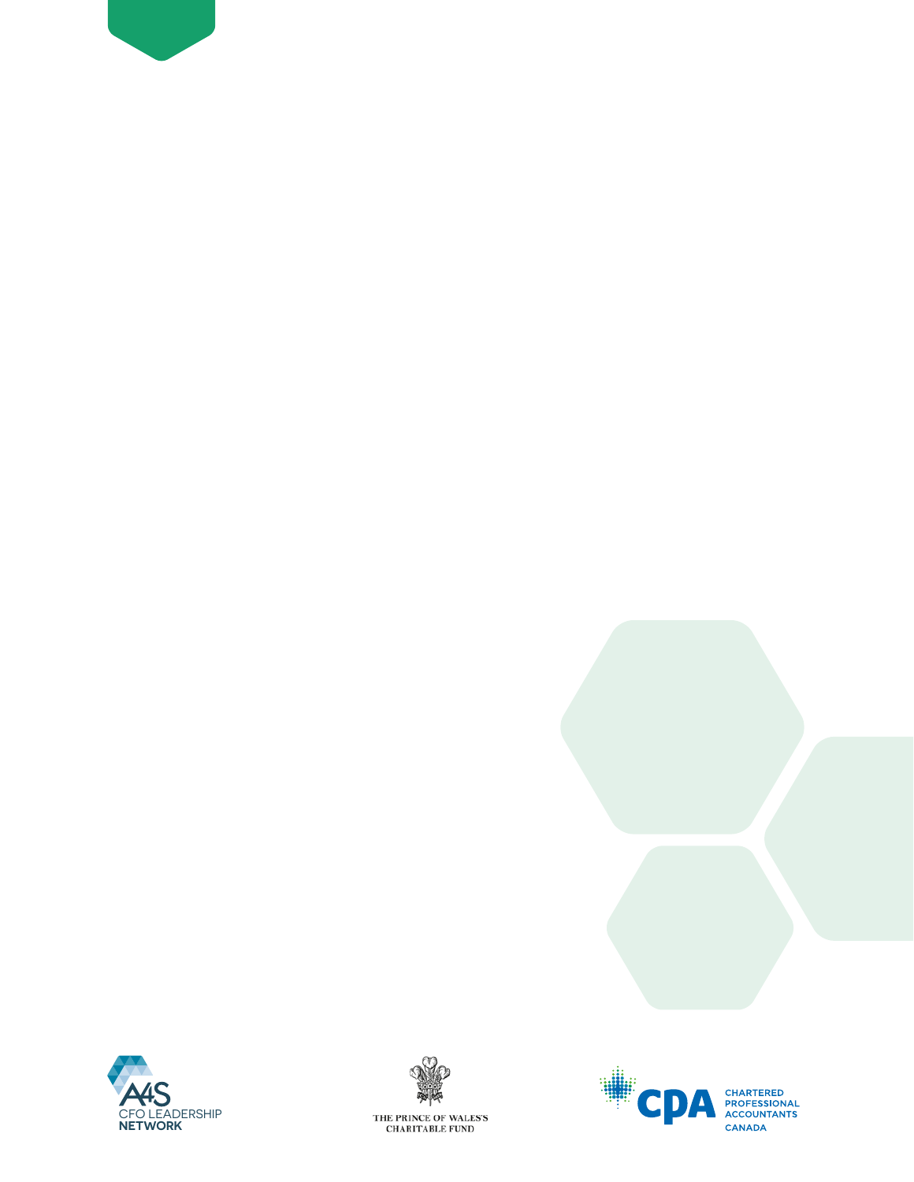A4S CFO LEADERSHIP NETWORK

THE PRINCE OF WALES'S CHARITABLE FUND

CPA CHARTERED PROFESSIONAL ACCOUNTANTS CANADA